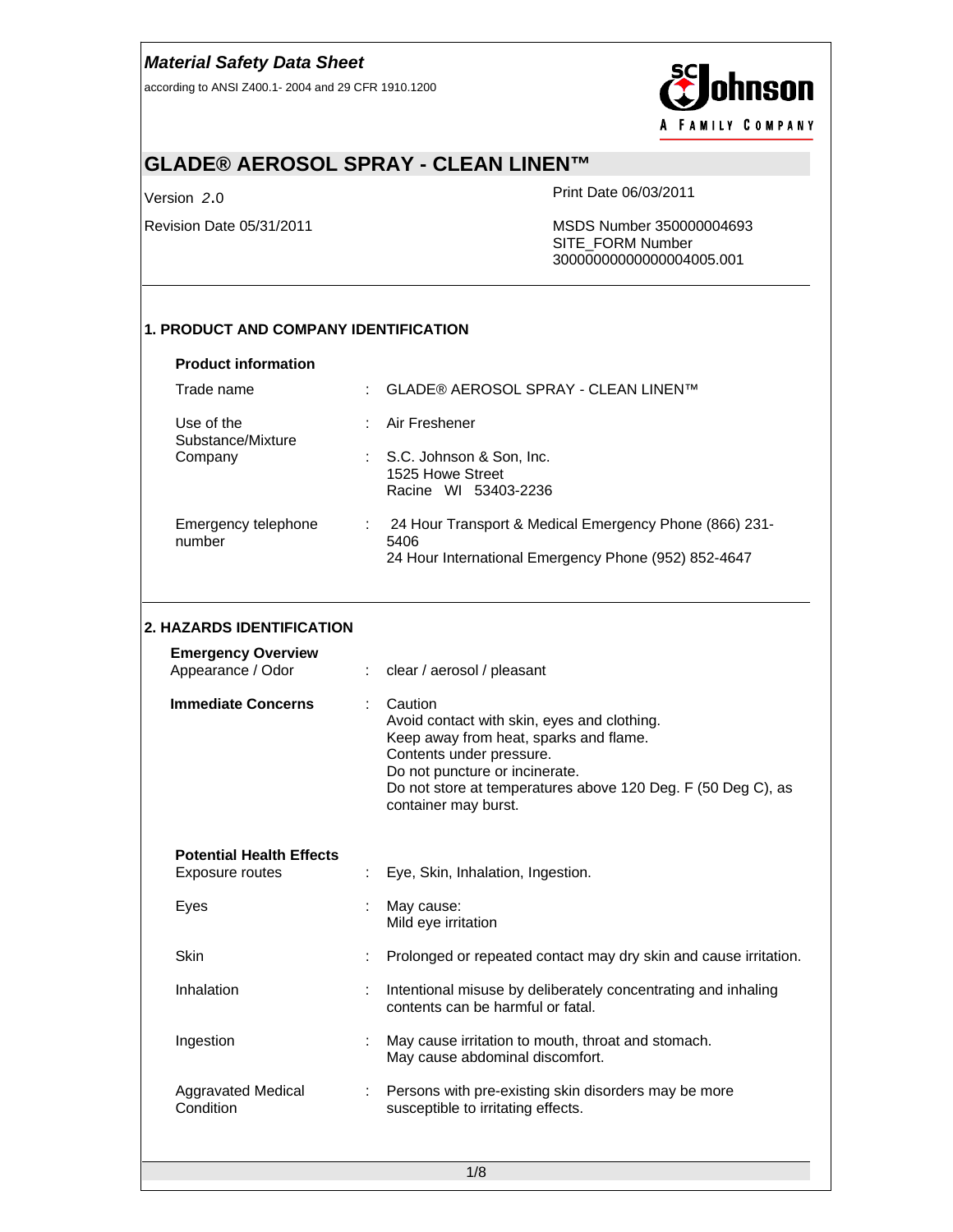# Material Safety Data Sheet

according to ANSI Z400.1- 2004 and 29 CFR 1910.1200

## GLADE® AEROSOL SPRAY - CLEAN LINEN™

Version 2.0

Revision Date 05/31/2011

Print Date 06/03/2011

MSDS Number 350000004693
SITE_FORM Number
30000000000000004005.001

---

### 1. PRODUCT AND COMPANY IDENTIFICATION

**Product information**

| | | |
|---|---|---|
| Trade name | : | GLADE® AEROSOL SPRAY - CLEAN LINEN™ |
| Use of the Substance/Mixture | : | Air Freshener |
| Company | : | S.C. Johnson & Son, Inc.<br>1525 Howe Street<br>Racine WI 53403-2236 |
| Emergency telephone number | : | 24 Hour Transport & Medical Emergency Phone (866) 231-5406<br>24 Hour International Emergency Phone (952) 852-4647 |

---

### 2. HAZARDS IDENTIFICATION

**Emergency Overview**

| | | |
|---|---|---|
| Appearance / Odor | : | clear / aerosol / pleasant |
| **Immediate Concerns** | : | Caution<br>Avoid contact with skin, eyes and clothing.<br>Keep away from heat, sparks and flame.<br>Contents under pressure.<br>Do not puncture or incinerate.<br>Do not store at temperatures above 120 Deg. F (50 Deg C), as container may burst. |

**Potential Health Effects**

| | | |
|---|---|---|
| Exposure routes | : | Eye, Skin, Inhalation, Ingestion. |
| Eyes | : | May cause:<br>Mild eye irritation |
| Skin | : | Prolonged or repeated contact may dry skin and cause irritation. |
| Inhalation | : | Intentional misuse by deliberately concentrating and inhaling contents can be harmful or fatal. |
| Ingestion | : | May cause irritation to mouth, throat and stomach.<br>May cause abdominal discomfort. |
| Aggravated Medical Condition | : | Persons with pre-existing skin disorders may be more susceptible to irritating effects. |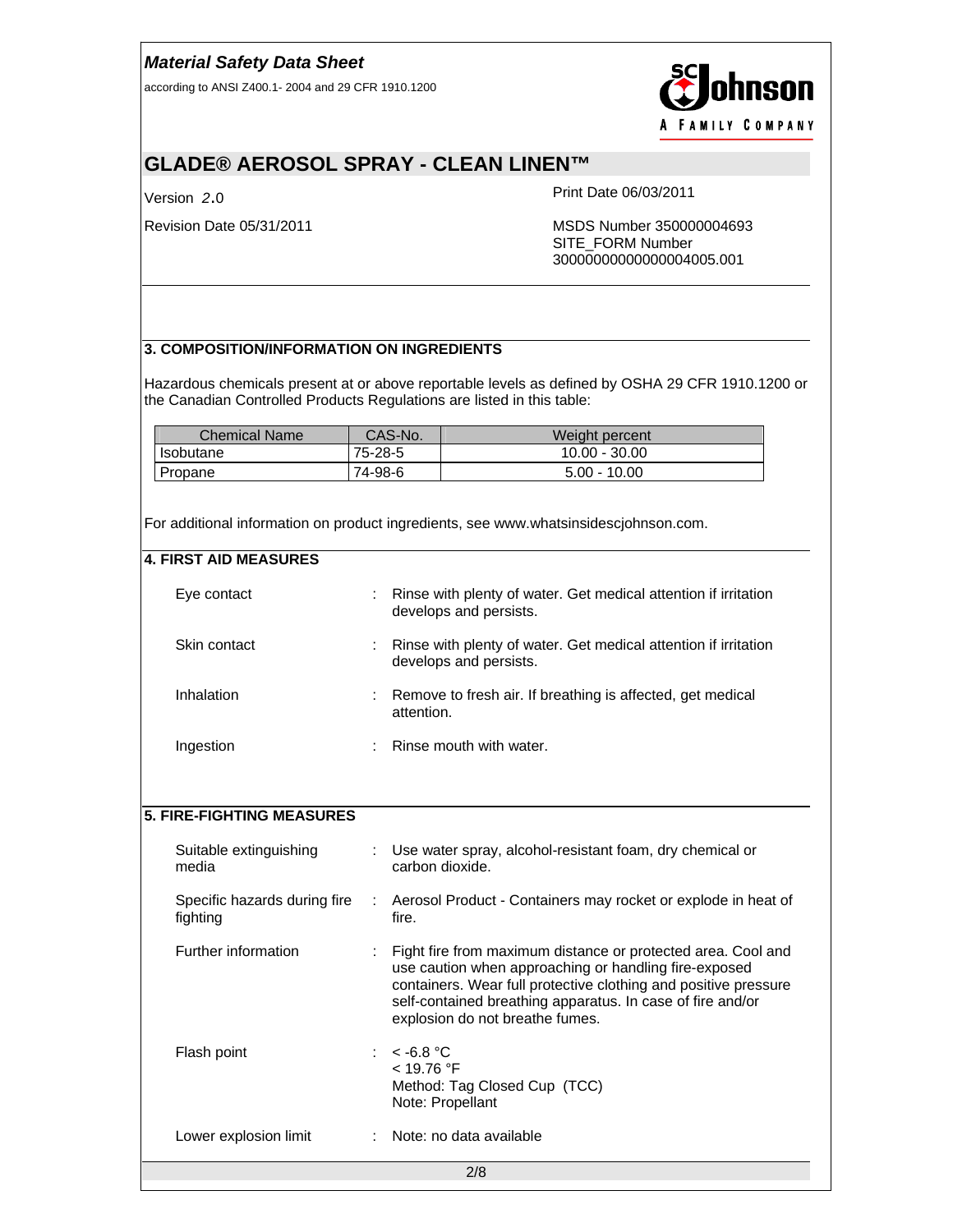## 3. COMPOSITION/INFORMATION ON INGREDIENTS

Hazardous chemicals present at or above reportable levels as defined by OSHA 29 CFR 1910.1200 or the Canadian Controlled Products Regulations are listed in this table:

| Chemical Name | CAS-No. | Weight percent |
|---|---|---|
| Isobutane | 75-28-5 | 10.00 - 30.00 |
| Propane | 74-98-6 | 5.00 - 10.00 |

For additional information on product ingredients, see www.whatsinsidescjohnson.com.

## 4. FIRST AID MEASURES

| | |
|---|---|
| Eye contact | : Rinse with plenty of water. Get medical attention if irritation develops and persists. |
| Skin contact | : Rinse with plenty of water. Get medical attention if irritation develops and persists. |
| Inhalation | : Remove to fresh air. If breathing is affected, get medical attention. |
| Ingestion | : Rinse mouth with water. |

## 5. FIRE-FIGHTING MEASURES

| | |
|---|---|
| Suitable extinguishing media | : Use water spray, alcohol-resistant foam, dry chemical or carbon dioxide. |
| Specific hazards during fire fighting | : Aerosol Product - Containers may rocket or explode in heat of fire. |
| Further information | : Fight fire from maximum distance or protected area. Cool and use caution when approaching or handling fire-exposed containers. Wear full protective clothing and positive pressure self-contained breathing apparatus. In case of fire and/or explosion do not breathe fumes. |
| Flash point | : < -6.8 °C<br>< 19.76 °F<br>Method: Tag Closed Cup (TCC)<br>Note: Propellant |
| Lower explosion limit | : Note: no data available |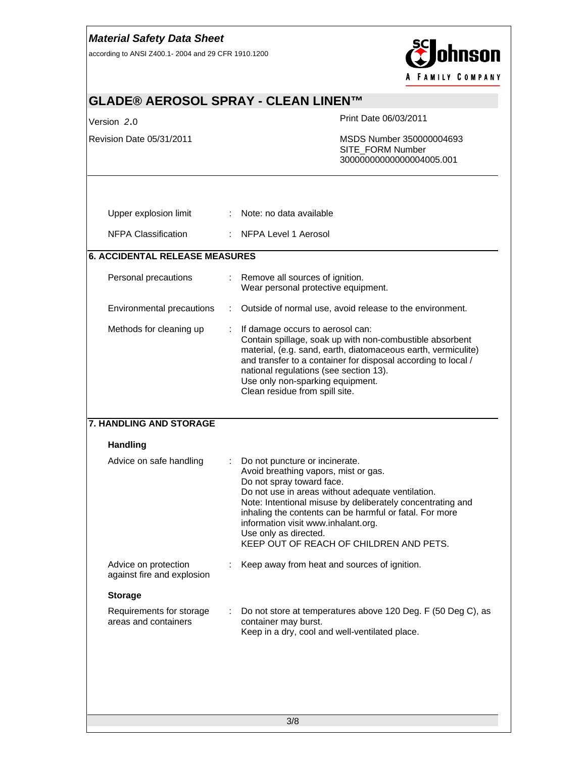| | | |
|---|---|---|
| Upper explosion limit | : | Note: no data available |
| NFPA Classification | : | NFPA Level 1 Aerosol |

## 6. ACCIDENTAL RELEASE MEASURES

| | | |
|---|---|---|
| Personal precautions | : | Remove all sources of ignition.<br>Wear personal protective equipment. |
| Environmental precautions | : | Outside of normal use, avoid release to the environment. |
| Methods for cleaning up | : | If damage occurs to aerosol can:<br>Contain spillage, soak up with non-combustible absorbent material, (e.g. sand, earth, diatomaceous earth, vermiculite) and transfer to a container for disposal according to local / national regulations (see section 13).<br>Use only non-sparking equipment.<br>Clean residue from spill site. |

## 7. HANDLING AND STORAGE

### Handling

| | | |
|---|---|---|
| Advice on safe handling | : | Do not puncture or incinerate.<br>Avoid breathing vapors, mist or gas.<br>Do not spray toward face.<br>Do not use in areas without adequate ventilation.<br>Note: Intentional misuse by deliberately concentrating and inhaling the contents can be harmful or fatal. For more information visit www.inhalant.org.<br>Use only as directed.<br>KEEP OUT OF REACH OF CHILDREN AND PETS. |
| Advice on protection against fire and explosion | : | Keep away from heat and sources of ignition. |

### Storage

| | | |
|---|---|---|
| Requirements for storage areas and containers | : | Do not store at temperatures above 120 Deg. F (50 Deg C), as container may burst.<br>Keep in a dry, cool and well-ventilated place. |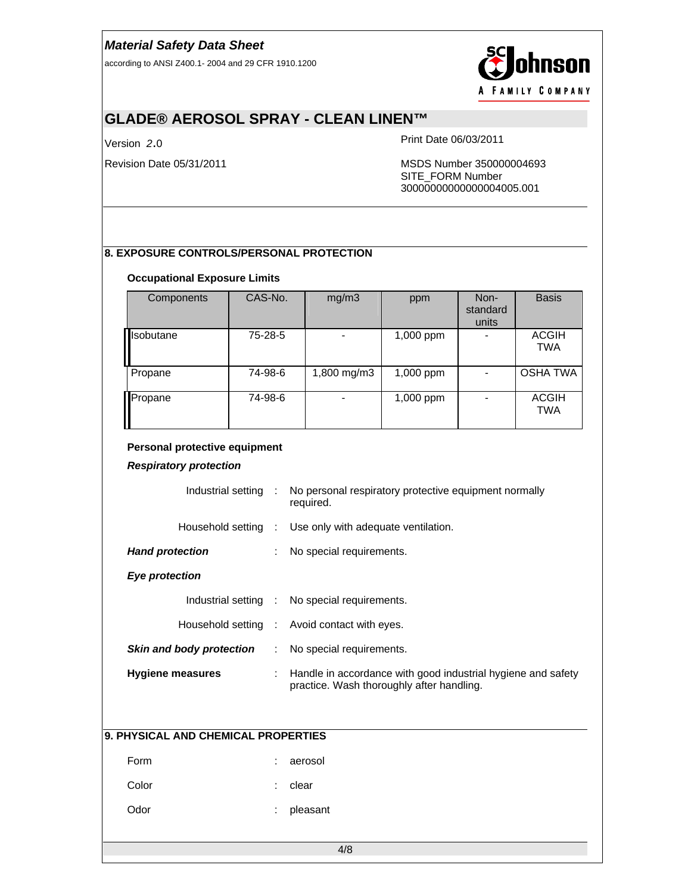## 8. EXPOSURE CONTROLS/PERSONAL PROTECTION

### Occupational Exposure Limits

| Components | CAS-No. | mg/m3 | ppm | Non-standard units | Basis |
|---|---|---|---|---|---|
| Isobutane | 75-28-5 | - | 1,000 ppm | - | ACGIH TWA |
| Propane | 74-98-6 | 1,800 mg/m3 | 1,000 ppm | - | OSHA TWA |
| Propane | 74-98-6 | - | 1,000 ppm | - | ACGIH TWA |

### Personal protective equipment

***Respiratory protection***

Industrial setting : No personal respiratory protective equipment normally required.

Household setting : Use only with adequate ventilation.

***Hand protection*** : No special requirements.

***Eye protection***

Industrial setting : No special requirements.

Household setting : Avoid contact with eyes.

***Skin and body protection*** : No special requirements.

**Hygiene measures** : Handle in accordance with good industrial hygiene and safety practice. Wash thoroughly after handling.

## 9. PHYSICAL AND CHEMICAL PROPERTIES

Form : aerosol

Color : clear

Odor : pleasant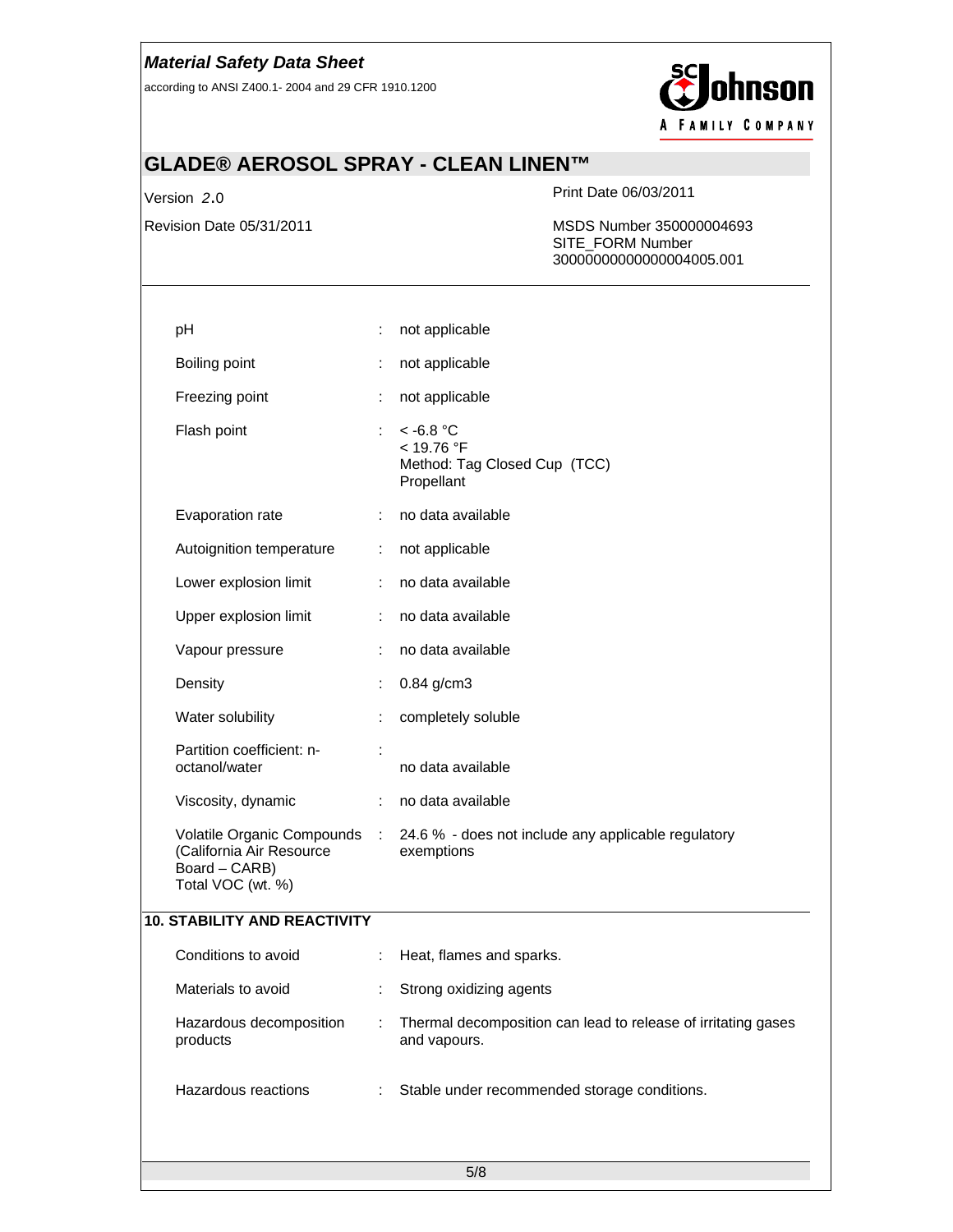| | | |
|---|---|---|
| pH | : | not applicable |
| Boiling point | : | not applicable |
| Freezing point | : | not applicable |
| Flash point | : | < -6.8 °C<br>< 19.76 °F<br>Method: Tag Closed Cup (TCC)<br>Propellant |
| Evaporation rate | : | no data available |
| Autoignition temperature | : | not applicable |
| Lower explosion limit | : | no data available |
| Upper explosion limit | : | no data available |
| Vapour pressure | : | no data available |
| Density | : | 0.84 g/cm3 |
| Water solubility | : | completely soluble |
| Partition coefficient: n-octanol/water | : | no data available |
| Viscosity, dynamic | : | no data available |
| Volatile Organic Compounds (California Air Resource Board – CARB) Total VOC (wt. %) | : | 24.6 % - does not include any applicable regulatory exemptions |

## 10. STABILITY AND REACTIVITY

| | | |
|---|---|---|
| Conditions to avoid | : | Heat, flames and sparks. |
| Materials to avoid | : | Strong oxidizing agents |
| Hazardous decomposition products | : | Thermal decomposition can lead to release of irritating gases and vapours. |
| Hazardous reactions | : | Stable under recommended storage conditions. |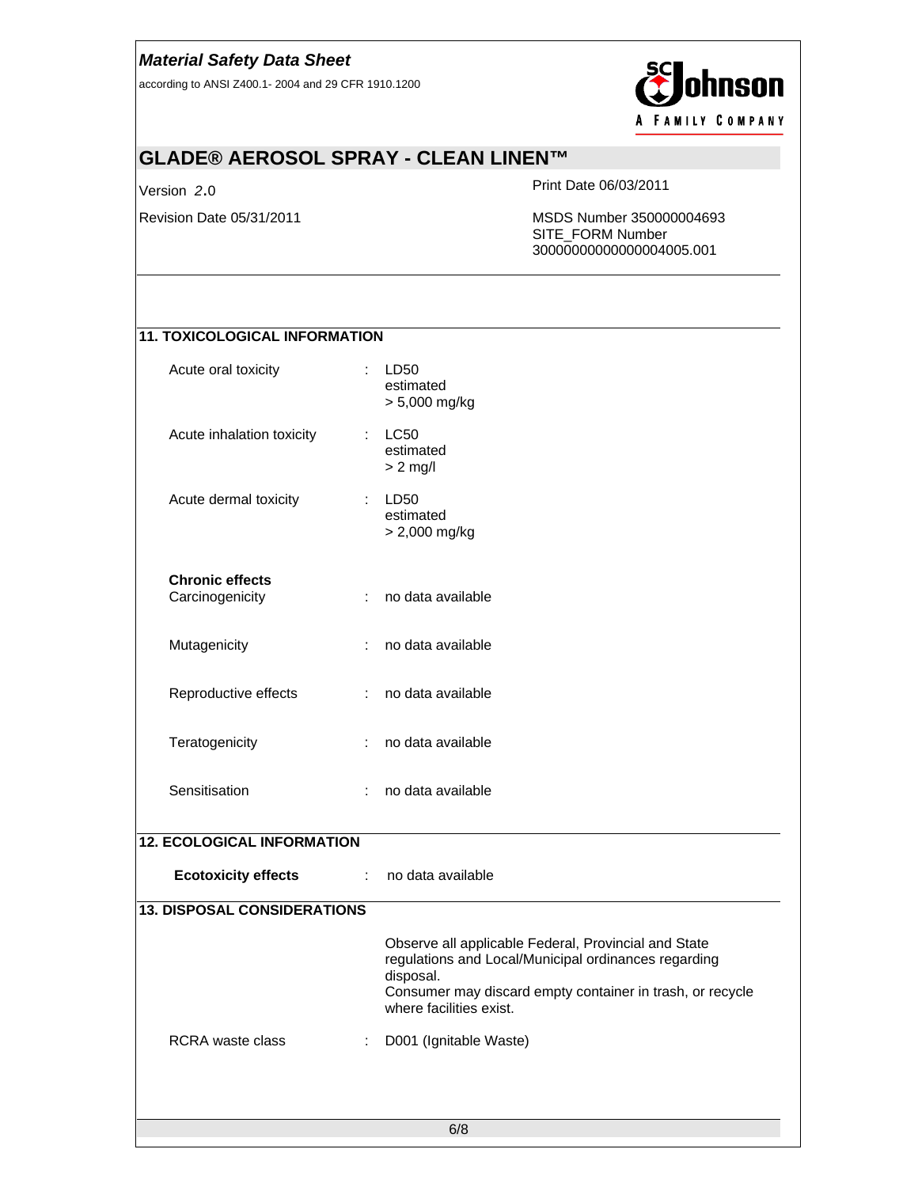## 11. TOXICOLOGICAL INFORMATION

| | | |
|---|---|---|
| Acute oral toxicity | : | LD50<br>estimated<br>> 5,000 mg/kg |
| Acute inhalation toxicity | : | LC50<br>estimated<br>> 2 mg/l |
| Acute dermal toxicity | : | LD50<br>estimated<br>> 2,000 mg/kg |

**Chronic effects**

| | | |
|---|---|---|
| Carcinogenicity | : | no data available |
| Mutagenicity | : | no data available |
| Reproductive effects | : | no data available |
| Teratogenicity | : | no data available |
| Sensitisation | : | no data available |

## 12. ECOLOGICAL INFORMATION

**Ecotoxicity effects** : no data available

## 13. DISPOSAL CONSIDERATIONS

Observe all applicable Federal, Provincial and State regulations and Local/Municipal ordinances regarding disposal.
Consumer may discard empty container in trash, or recycle where facilities exist.

RCRA waste class : D001 (Ignitable Waste)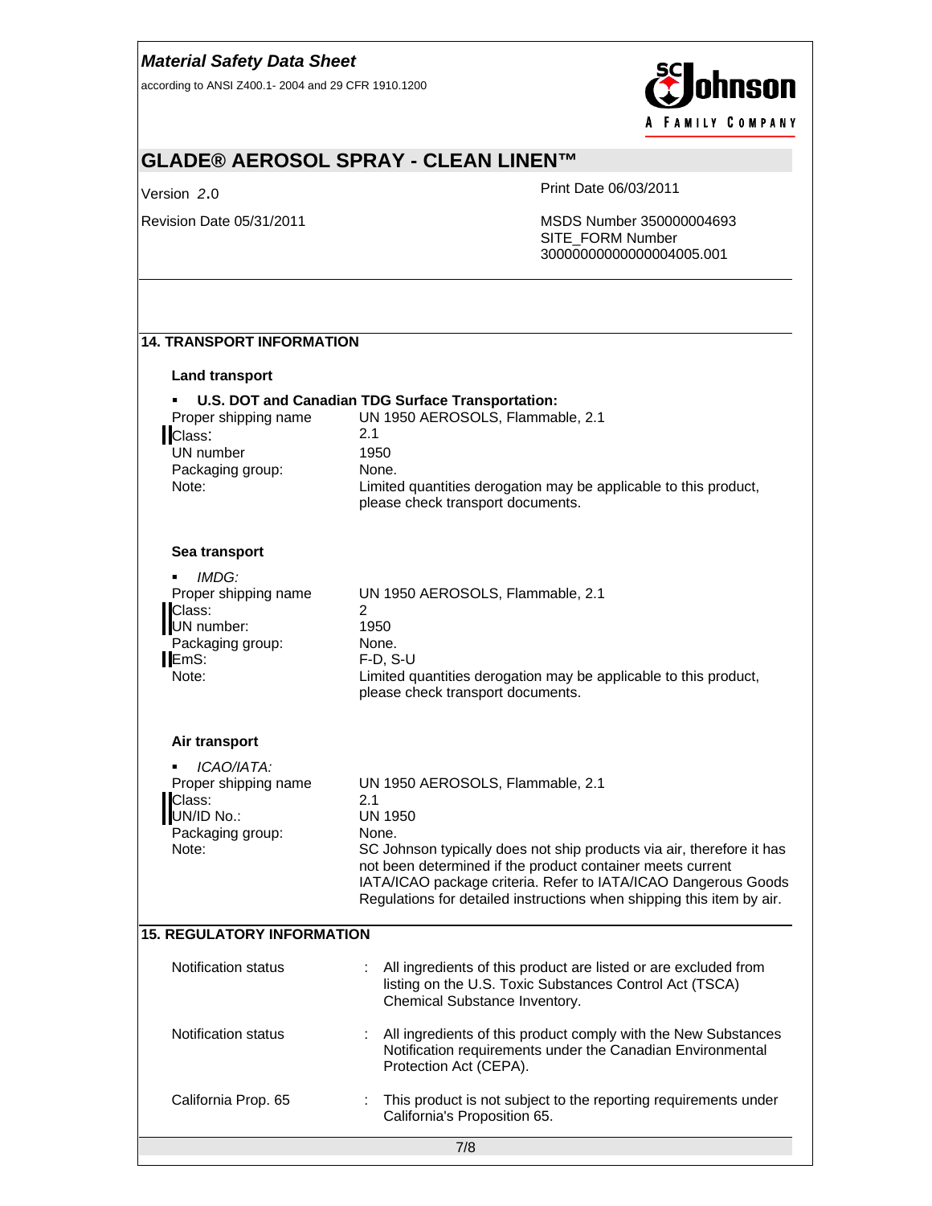## 14. TRANSPORT INFORMATION

### Land transport

- **U.S. DOT and Canadian TDG Surface Transportation:**

| | |
|---|---|
| Proper shipping name | UN 1950 AEROSOLS, Flammable, 2.1 |
| Class: | 2.1 |
| UN number | 1950 |
| Packaging group: | None. |
| Note: | Limited quantities derogation may be applicable to this product, please check transport documents. |

### Sea transport

- *IMDG:*

| | |
|---|---|
| Proper shipping name | UN 1950 AEROSOLS, Flammable, 2.1 |
| Class: | 2 |
| UN number: | 1950 |
| Packaging group: | None. |
| EmS: | F-D, S-U |
| Note: | Limited quantities derogation may be applicable to this product, please check transport documents. |

### Air transport

- *ICAO/IATA:*

| | |
|---|---|
| Proper shipping name | UN 1950 AEROSOLS, Flammable, 2.1 |
| Class: | 2.1 |
| UN/ID No.: | UN 1950 |
| Packaging group: | None. |
| Note: | SC Johnson typically does not ship products via air, therefore it has not been determined if the product container meets current IATA/ICAO package criteria. Refer to IATA/ICAO Dangerous Goods Regulations for detailed instructions when shipping this item by air. |

## 15. REGULATORY INFORMATION

| | |
|---|---|
| Notification status | : All ingredients of this product are listed or are excluded from listing on the U.S. Toxic Substances Control Act (TSCA) Chemical Substance Inventory. |
| Notification status | : All ingredients of this product comply with the New Substances Notification requirements under the Canadian Environmental Protection Act (CEPA). |
| California Prop. 65 | : This product is not subject to the reporting requirements under California's Proposition 65. |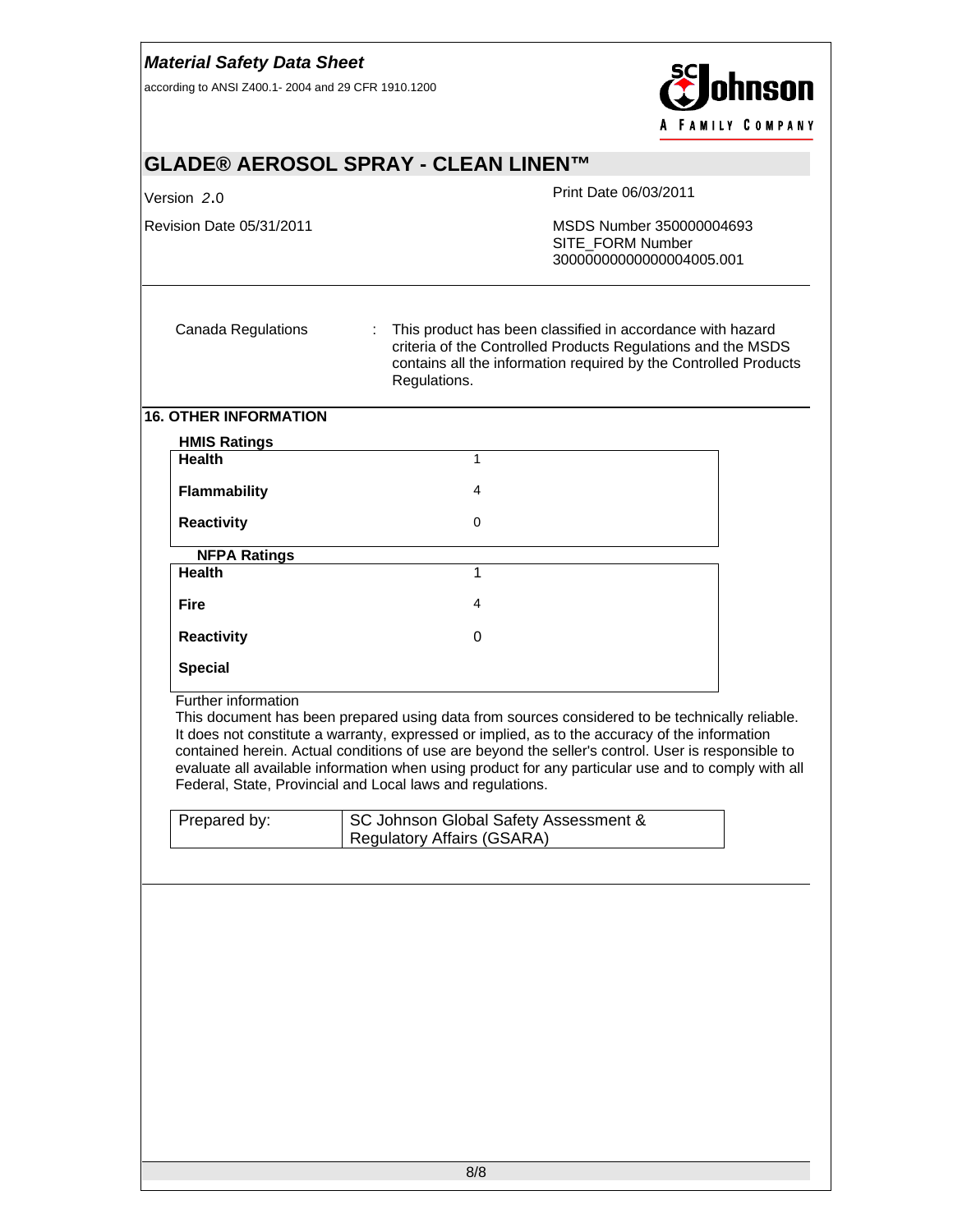| | | |
|---|---|---|
| Canada Regulations | : | This product has been classified in accordance with hazard criteria of the Controlled Products Regulations and the MSDS contains all the information required by the Controlled Products Regulations. |

## 16. OTHER INFORMATION

**HMIS Ratings**

| | |
|---|---|
| **Health** | 1 |
| **Flammability** | 4 |
| **Reactivity** | 0 |

**NFPA Ratings**

| | |
|---|---|
| **Health** | 1 |
| **Fire** | 4 |
| **Reactivity** | 0 |
| **Special** | |

Further information

This document has been prepared using data from sources considered to be technically reliable. It does not constitute a warranty, expressed or implied, as to the accuracy of the information contained herein. Actual conditions of use are beyond the seller's control. User is responsible to evaluate all available information when using product for any particular use and to comply with all Federal, State, Provincial and Local laws and regulations.

| | |
|---|---|
| Prepared by: | SC Johnson Global Safety Assessment & Regulatory Affairs (GSARA) |